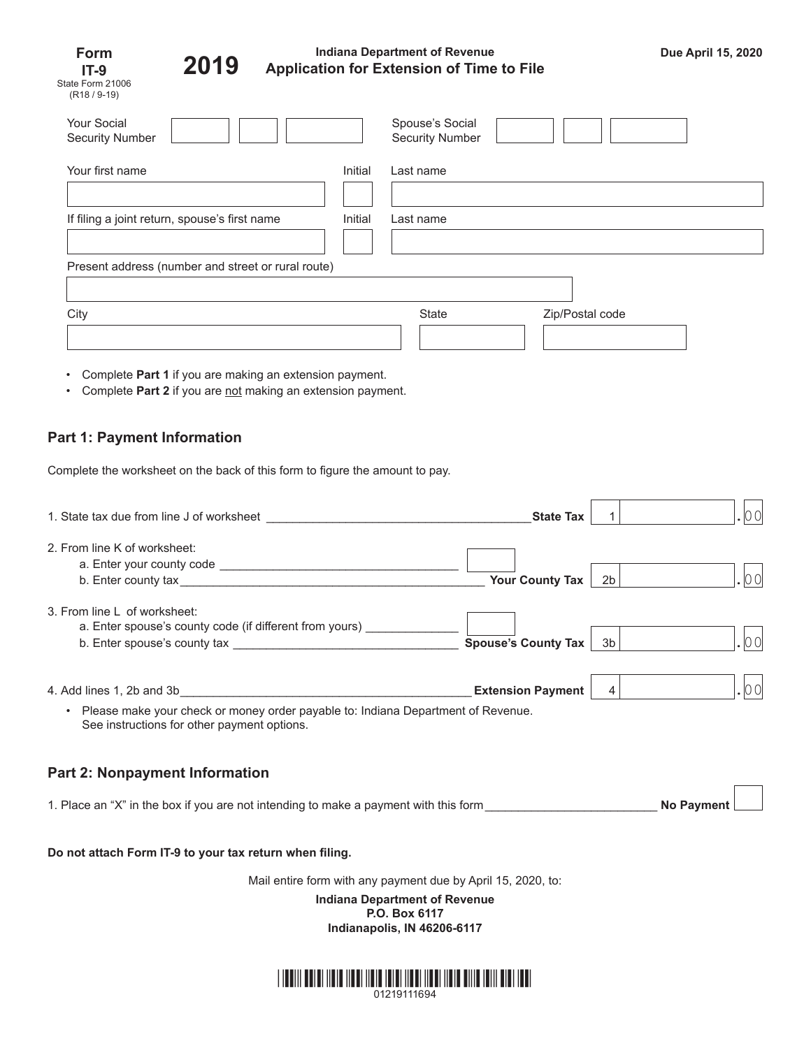**Form IT-9**
State Form 21006
(R18 / 9-19)

**2019**

**Indiana Department of Revenue**
# Application for Extension of Time to File

**Due April 15, 2020**

Your Social Security Number ______ Spouse's Social Security Number ______

Your first name ______ Initial ______ Last name ______

If filing a joint return, spouse's first name ______ Initial ______ Last name ______

Present address (number and street or rural route) ______

City ______ State ______ Zip/Postal code ______

- Complete **Part 1** if you are making an extension payment.
- Complete **Part 2** if you are not making an extension payment.

## Part 1: Payment Information

Complete the worksheet on the back of this form to figure the amount to pay.

1. State tax due from line J of worksheet ______ **State Tax** 1 ______ .00

2. From line K of worksheet:
   a. Enter your county code ______
   b. Enter county tax ______ **Your County Tax** 2b ______ .00

3. From line L of worksheet:
   a. Enter spouse's county code (if different from yours) ______
   b. Enter spouse's county tax ______ **Spouse's County Tax** 3b ______ .00

4. Add lines 1, 2b and 3b ______ **Extension Payment** 4 ______ .00
   - Please make your check or money order payable to: Indiana Department of Revenue. See instructions for other payment options.

## Part 2: Nonpayment Information

1. Place an "X" in the box if you are not intending to make a payment with this form ______ **No Payment** ☐

**Do not attach Form IT-9 to your tax return when filing.**

Mail entire form with any payment due by April 15, 2020, to:

**Indiana Department of Revenue**
**P.O. Box 6117**
**Indianapolis, IN 46206-6117**

01219111694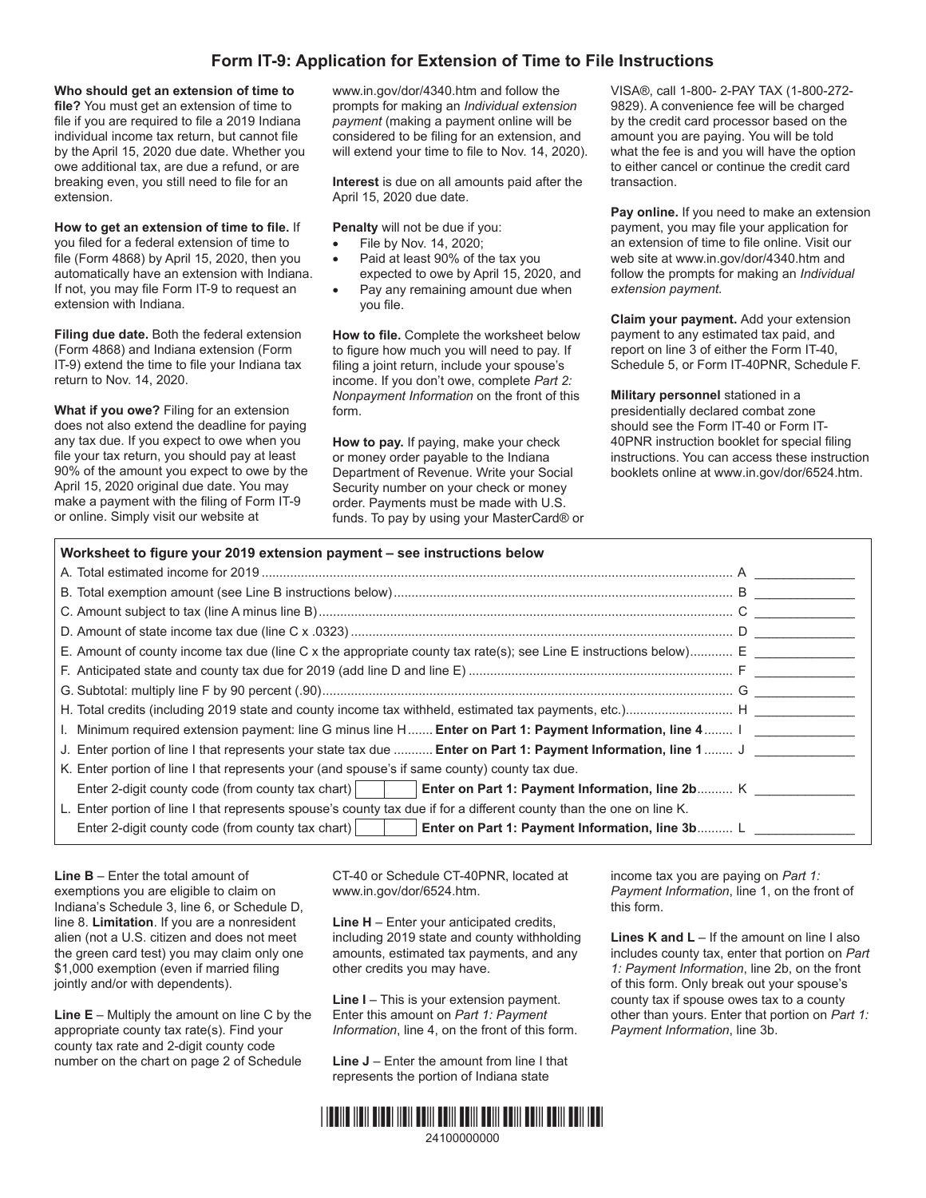# Form IT-9: Application for Extension of Time to File Instructions

**Who should get an extension of time to file?** You must get an extension of time to file if you are required to file a 2019 Indiana individual income tax return, but cannot file by the April 15, 2020 due date. Whether you owe additional tax, are due a refund, or are breaking even, you still need to file for an extension.

**How to get an extension of time to file.** If you filed for a federal extension of time to file (Form 4868) by April 15, 2020, then you automatically have an extension with Indiana. If not, you may file Form IT-9 to request an extension with Indiana.

**Filing due date.** Both the federal extension (Form 4868) and Indiana extension (Form IT-9) extend the time to file your Indiana tax return to Nov. 14, 2020.

**What if you owe?** Filing for an extension does not also extend the deadline for paying any tax due. If you expect to owe when you file your tax return, you should pay at least 90% of the amount you expect to owe by the April 15, 2020 original due date. You may make a payment with the filing of Form IT-9 or online. Simply visit our website at www.in.gov/dor/4340.htm and follow the prompts for making an *Individual extension payment* (making a payment online will be considered to be filing for an extension, and will extend your time to file to Nov. 14, 2020).

**Interest** is due on all amounts paid after the April 15, 2020 due date.

**Penalty** will not be due if you:

- File by Nov. 14, 2020;
- Paid at least 90% of the tax you expected to owe by April 15, 2020, and
- Pay any remaining amount due when you file.

**How to file.** Complete the worksheet below to figure how much you will need to pay. If filing a joint return, include your spouse's income. If you don't owe, complete *Part 2: Nonpayment Information* on the front of this form.

**How to pay.** If paying, make your check or money order payable to the Indiana Department of Revenue. Write your Social Security number on your check or money order. Payments must be made with U.S. funds. To pay by using your MasterCard® or VISA®, call 1-800- 2-PAY TAX (1-800-272-9829). A convenience fee will be charged by the credit card processor based on the amount you are paying. You will be told what the fee is and you will have the option to either cancel or continue the credit card transaction.

**Pay online.** If you need to make an extension payment, you may file your application for an extension of time to file online. Visit our web site at www.in.gov/dor/4340.htm and follow the prompts for making an *Individual extension payment*.

**Claim your payment.** Add your extension payment to any estimated tax paid, and report on line 3 of either the Form IT-40, Schedule 5, or Form IT-40PNR, Schedule F.

**Military personnel** stationed in a presidentially declared combat zone should see the Form IT-40 or Form IT-40PNR instruction booklet for special filing instructions. You can access these instruction booklets online at www.in.gov/dor/6524.htm.

**Worksheet to figure your 2019 extension payment – see instructions below**

| | | |
|---|---|---|
| A. Total estimated income for 2019 | A | |
| B. Total exemption amount (see Line B instructions below) | B | |
| C. Amount subject to tax (line A minus line B) | C | |
| D. Amount of state income tax due (line C x .0323) | D | |
| E. Amount of county income tax due (line C x the appropriate county tax rate(s); see Line E instructions below) | E | |
| F. Anticipated state and county tax due for 2019 (add line D and line E) | F | |
| G. Subtotal: multiply line F by 90 percent (.90) | G | |
| H. Total credits (including 2019 state and county income tax withheld, estimated tax payments, etc.) | H | |
| I. Minimum required extension payment: line G minus line H ....... **Enter on Part 1: Payment Information, line 4** | I | |
| J. Enter portion of line I that represents your state tax due ........... **Enter on Part 1: Payment Information, line 1** | J | |
| K. Enter portion of line I that represents your (and spouse's if same county) county tax due. Enter 2-digit county code (from county tax chart) ☐☐ **Enter on Part 1: Payment Information, line 2b** | K | |
| L. Enter portion of line I that represents spouse's county tax due if for a different county than the one on line K. Enter 2-digit county code (from county tax chart) ☐☐ **Enter on Part 1: Payment Information, line 3b** | L | |

**Line B** – Enter the total amount of exemptions you are eligible to claim on Indiana's Schedule 3, line 6, or Schedule D, line 8. **Limitation**. If you are a nonresident alien (not a U.S. citizen and does not meet the green card test) you may claim only one $1,000 exemption (even if married filing jointly and/or with dependents).

**Line E** – Multiply the amount on line C by the appropriate county tax rate(s). Find your county tax rate and 2-digit county code number on the chart on page 2 of Schedule CT-40 or Schedule CT-40PNR, located at www.in.gov/dor/6524.htm.

**Line H** – Enter your anticipated credits, including 2019 state and county withholding amounts, estimated tax payments, and any other credits you may have.

**Line I** – This is your extension payment. Enter this amount on *Part 1: Payment Information*, line 4, on the front of this form.

**Line J** – Enter the amount from line I that represents the portion of Indiana state income tax you are paying on *Part 1: Payment Information*, line 1, on the front of this form.

**Lines K and L** – If the amount on line I also includes county tax, enter that portion on *Part 1: Payment Information*, line 2b, on the front of this form. Only break out your spouse's county tax if spouse owes tax to a county other than yours. Enter that portion on *Part 1: Payment Information*, line 3b.

24100000000